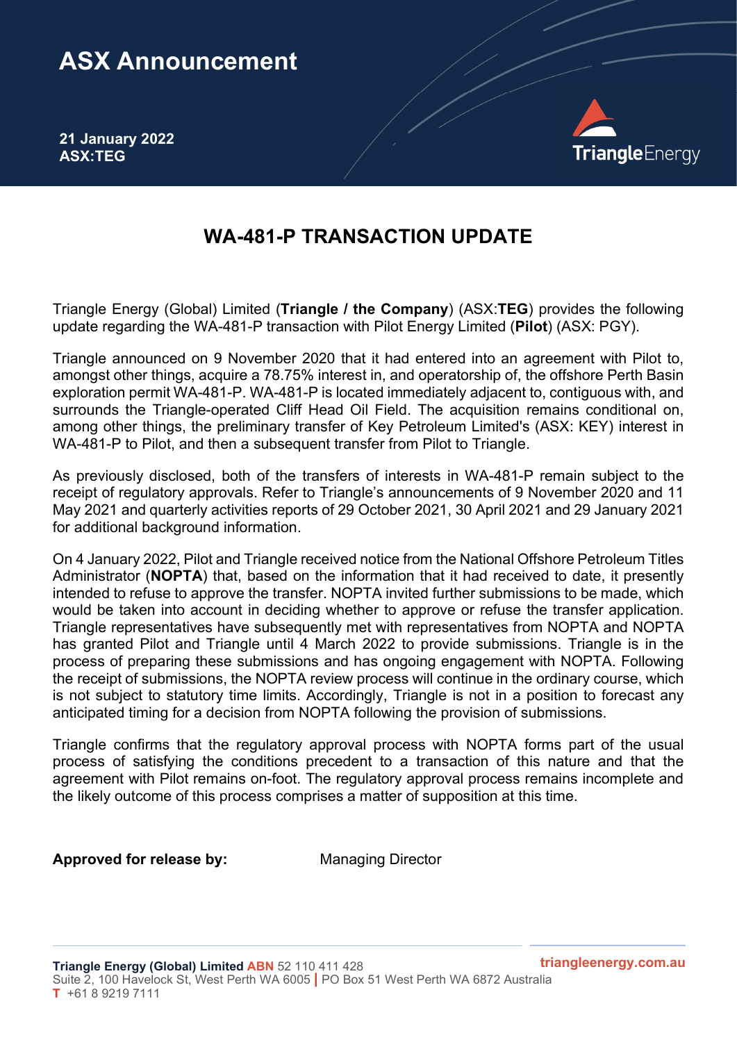# ASX Announcement

**21 January 2022**
**ASX:TEG**

## WA-481-P TRANSACTION UPDATE

Triangle Energy (Global) Limited (**Triangle / the Company**) (ASX:**TEG**) provides the following update regarding the WA-481-P transaction with Pilot Energy Limited (**Pilot**) (ASX: PGY).

Triangle announced on 9 November 2020 that it had entered into an agreement with Pilot to, amongst other things, acquire a 78.75% interest in, and operatorship of, the offshore Perth Basin exploration permit WA-481-P. WA-481-P is located immediately adjacent to, contiguous with, and surrounds the Triangle-operated Cliff Head Oil Field. The acquisition remains conditional on, among other things, the preliminary transfer of Key Petroleum Limited's (ASX: KEY) interest in WA-481-P to Pilot, and then a subsequent transfer from Pilot to Triangle.

As previously disclosed, both of the transfers of interests in WA-481-P remain subject to the receipt of regulatory approvals. Refer to Triangle's announcements of 9 November 2020 and 11 May 2021 and quarterly activities reports of 29 October 2021, 30 April 2021 and 29 January 2021 for additional background information.

On 4 January 2022, Pilot and Triangle received notice from the National Offshore Petroleum Titles Administrator (**NOPTA**) that, based on the information that it had received to date, it presently intended to refuse to approve the transfer. NOPTA invited further submissions to be made, which would be taken into account in deciding whether to approve or refuse the transfer application. Triangle representatives have subsequently met with representatives from NOPTA and NOPTA has granted Pilot and Triangle until 4 March 2022 to provide submissions. Triangle is in the process of preparing these submissions and has ongoing engagement with NOPTA. Following the receipt of submissions, the NOPTA review process will continue in the ordinary course, which is not subject to statutory time limits. Accordingly, Triangle is not in a position to forecast any anticipated timing for a decision from NOPTA following the provision of submissions.

Triangle confirms that the regulatory approval process with NOPTA forms part of the usual process of satisfying the conditions precedent to a transaction of this nature and that the agreement with Pilot remains on-foot. The regulatory approval process remains incomplete and the likely outcome of this process comprises a matter of supposition at this time.

**Approved for release by:** Managing Director

**Triangle Energy (Global) Limited** **ABN** 52 110 411 428
Suite 2, 100 Havelock St, West Perth WA 6005 | PO Box 51 West Perth WA 6872 Australia
**T** +61 8 9219 7111
triangleenergy.com.au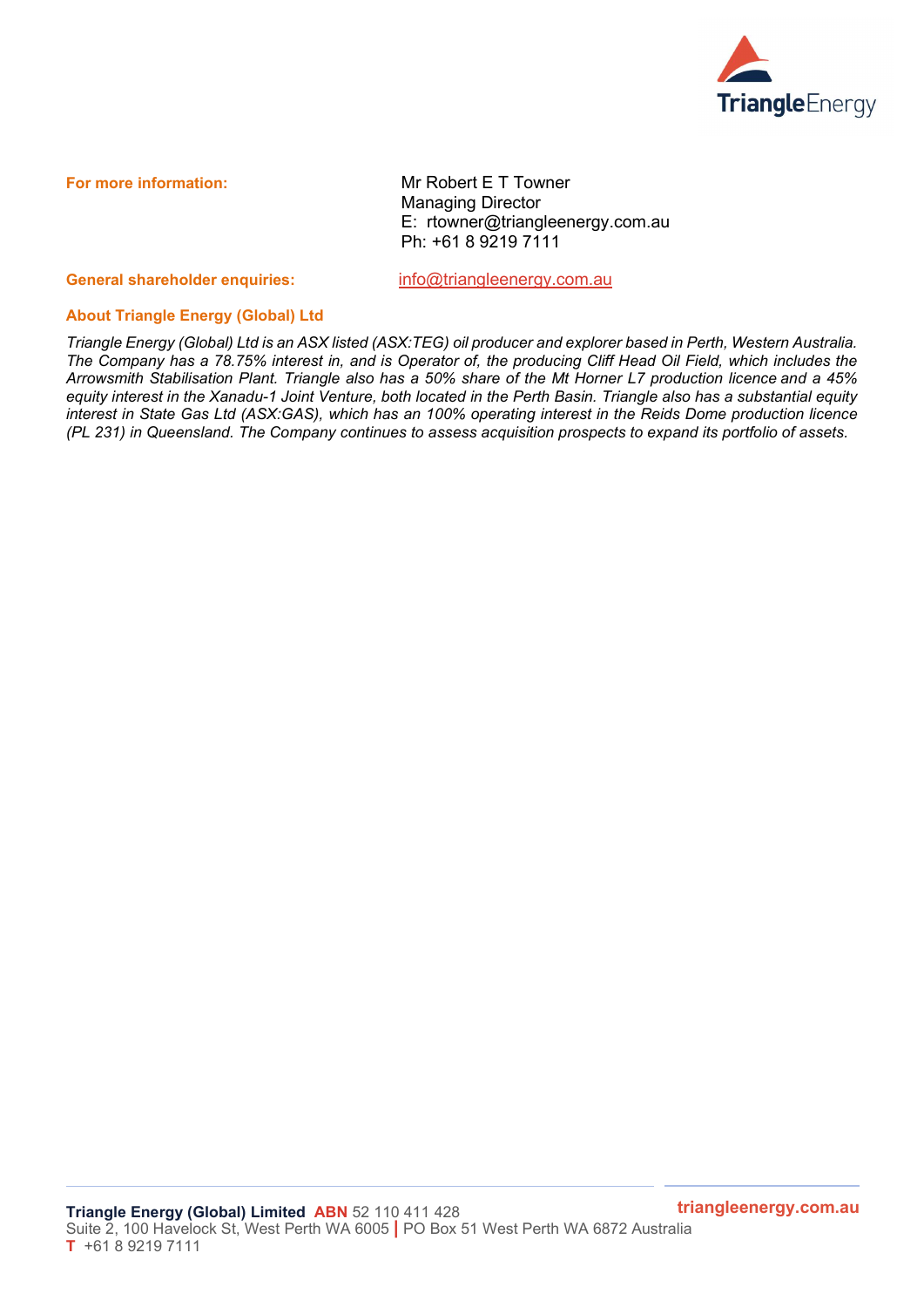**For more information:**

Mr Robert E T Towner
Managing Director
E: rtowner@triangleenergy.com.au
Ph: +61 8 9219 7111

**General shareholder enquiries:** info@triangleenergy.com.au

**About Triangle Energy (Global) Ltd**

*Triangle Energy (Global) Ltd is an ASX listed (ASX:TEG) oil producer and explorer based in Perth, Western Australia. The Company has a 78.75% interest in, and is Operator of, the producing Cliff Head Oil Field, which includes the Arrowsmith Stabilisation Plant. Triangle also has a 50% share of the Mt Horner L7 production licence and a 45% equity interest in the Xanadu-1 Joint Venture, both located in the Perth Basin. Triangle also has a substantial equity interest in State Gas Ltd (ASX:GAS), which has an 100% operating interest in the Reids Dome production licence (PL 231) in Queensland. The Company continues to assess acquisition prospects to expand its portfolio of assets.*